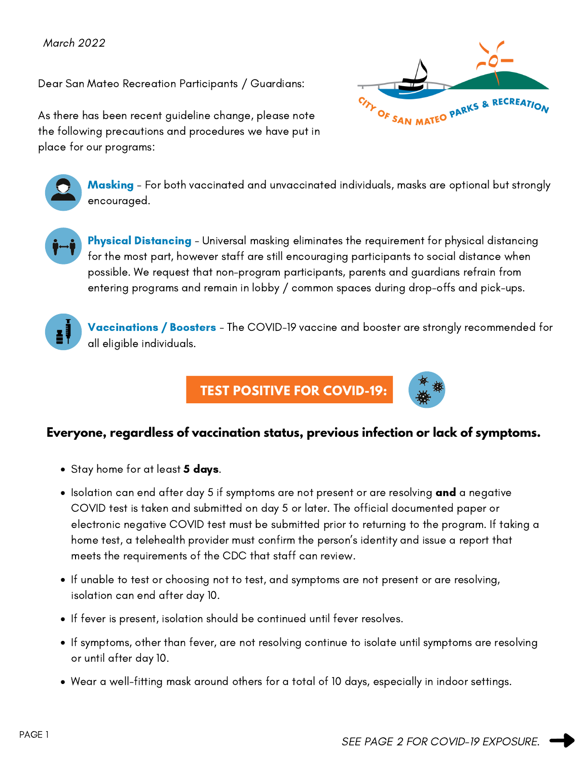*March 2022*

Dear San Mateo Recreation Participants / Guardians:

As there has been recent guideline change, please note the following precautions and procedures we have put in place for our programs:

**Masking** - For both vaccinated and unvaccinated individuals, masks are optional but strongly encouraged.

**Physical Distancing** - Universal masking eliminates the requirement for physical distancing for the most part, however staff are still encouraging participants to social distance when possible. We request that non-program participants, parents and guardians refrain from entering programs and remain in lobby / common spaces during drop-offs and pick-ups.

**Vaccinations / Boosters** - The COVID-19 vaccine and booster are strongly recommended for all eligible individuals.

## TEST POSITIVE FOR COVID-19:

### Everyone, regardless of vaccination status, previous infection or lack of symptoms.

- Stay home for at least **5 days**.
- Isolation can end after day 5 if symptoms are not present or are resolving **and** a negative COVID test is taken and submitted on day 5 or later. The official documented paper or electronic negative COVID test must be submitted prior to returning to the program. If taking a home test, a telehealth provider must confirm the person's identity and issue a report that meets the requirements of the CDC that staff can review.
- If unable to test or choosing not to test, and symptoms are not present or are resolving, isolation can end after day 10.
- If fever is present, isolation should be continued until fever resolves.
- If symptoms, other than fever, are not resolving continue to isolate until symptoms are resolving or until after day 10.
- Wear a well-fitting mask around others for a total of 10 days, especially in indoor settings.

*SEE PAGE 2 FOR COVID-19 EXPOSURE.* →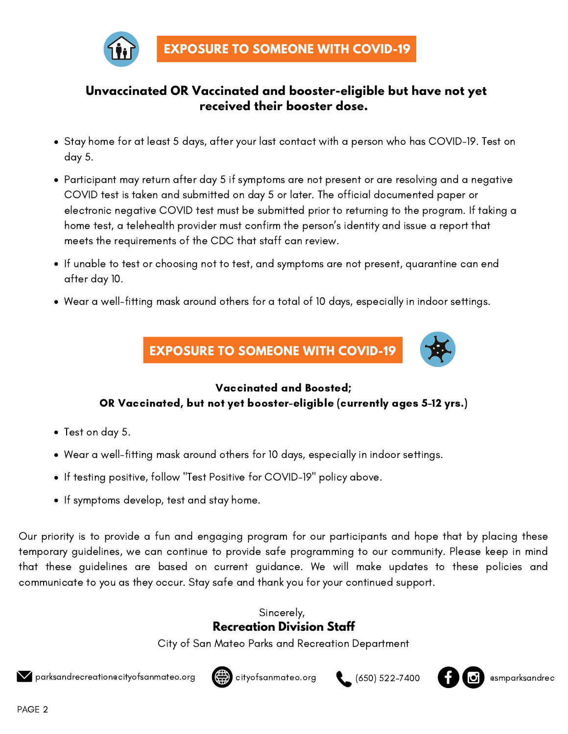## EXPOSURE TO SOMEONE WITH COVID-19

**Unvaccinated OR Vaccinated and booster-eligible but have not yet received their booster dose.**

- Stay home for at least 5 days, after your last contact with a person who has COVID-19. Test on day 5.
- Participant may return after day 5 if symptoms are not present or are resolving and a negative COVID test is taken and submitted on day 5 or later. The official documented paper or electronic negative COVID test must be submitted prior to returning to the program. If taking a home test, a telehealth provider must confirm the person's identity and issue a report that meets the requirements of the CDC that staff can review.
- If unable to test or choosing not to test, and symptoms are not present, quarantine can end after day 10.
- Wear a well-fitting mask around others for a total of 10 days, especially in indoor settings.

## EXPOSURE TO SOMEONE WITH COVID-19

**Vaccinated and Boosted;**
**OR Vaccinated, but not yet booster-eligible (currently ages 5-12 yrs.)**

- Test on day 5.
- Wear a well-fitting mask around others for 10 days, especially in indoor settings.
- If testing positive, follow "Test Positive for COVID-19" policy above.
- If symptoms develop, test and stay home.

Our priority is to provide a fun and engaging program for our participants and hope that by placing these temporary guidelines, we can continue to provide safe programming to our community. Please keep in mind that these guidelines are based on current guidance. We will make updates to these policies and communicate to you as they occur. Stay safe and thank you for your continued support.

Sincerely,
**Recreation Division Staff**
City of San Mateo Parks and Recreation Department

parksandrecreation@cityofsanmateo.org | cityofsanmateo.org | (650) 522-7400 | @smparksandrec